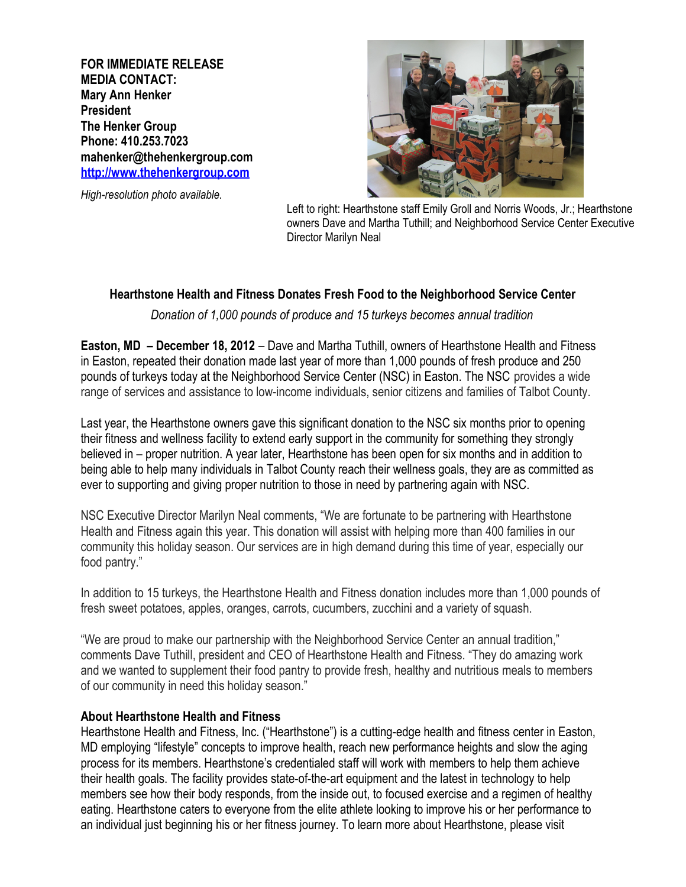**FOR IMMEDIATE RELEASE**
**MEDIA CONTACT:**
**Mary Ann Henker**
**President**
**The Henker Group**
**Phone: 410.253.7023**
**mahenker@thehenkergroup.com**
**[http://www.thehenkergroup.com](http://www.thehenkergroup.com)**

*High-resolution photo available.*

Left to right: Hearthstone staff Emily Groll and Norris Woods, Jr.; Hearthstone owners Dave and Martha Tuthill; and Neighborhood Service Center Executive Director Marilyn Neal

## Hearthstone Health and Fitness Donates Fresh Food to the Neighborhood Service Center

*Donation of 1,000 pounds of produce and 15 turkeys becomes annual tradition*

**Easton, MD – December 18, 2012** – Dave and Martha Tuthill, owners of Hearthstone Health and Fitness in Easton, repeated their donation made last year of more than 1,000 pounds of fresh produce and 250 pounds of turkeys today at the Neighborhood Service Center (NSC) in Easton. The NSC provides a wide range of services and assistance to low-income individuals, senior citizens and families of Talbot County.

Last year, the Hearthstone owners gave this significant donation to the NSC six months prior to opening their fitness and wellness facility to extend early support in the community for something they strongly believed in – proper nutrition. A year later, Hearthstone has been open for six months and in addition to being able to help many individuals in Talbot County reach their wellness goals, they are as committed as ever to supporting and giving proper nutrition to those in need by partnering again with NSC.

NSC Executive Director Marilyn Neal comments, "We are fortunate to be partnering with Hearthstone Health and Fitness again this year. This donation will assist with helping more than 400 families in our community this holiday season. Our services are in high demand during this time of year, especially our food pantry."

In addition to 15 turkeys, the Hearthstone Health and Fitness donation includes more than 1,000 pounds of fresh sweet potatoes, apples, oranges, carrots, cucumbers, zucchini and a variety of squash.

"We are proud to make our partnership with the Neighborhood Service Center an annual tradition," comments Dave Tuthill, president and CEO of Hearthstone Health and Fitness. "They do amazing work and we wanted to supplement their food pantry to provide fresh, healthy and nutritious meals to members of our community in need this holiday season."

**About Hearthstone Health and Fitness**
Hearthstone Health and Fitness, Inc. ("Hearthstone") is a cutting-edge health and fitness center in Easton, MD employing "lifestyle" concepts to improve health, reach new performance heights and slow the aging process for its members. Hearthstone's credentialed staff will work with members to help them achieve their health goals. The facility provides state-of-the-art equipment and the latest in technology to help members see how their body responds, from the inside out, to focused exercise and a regimen of healthy eating. Hearthstone caters to everyone from the elite athlete looking to improve his or her performance to an individual just beginning his or her fitness journey. To learn more about Hearthstone, please visit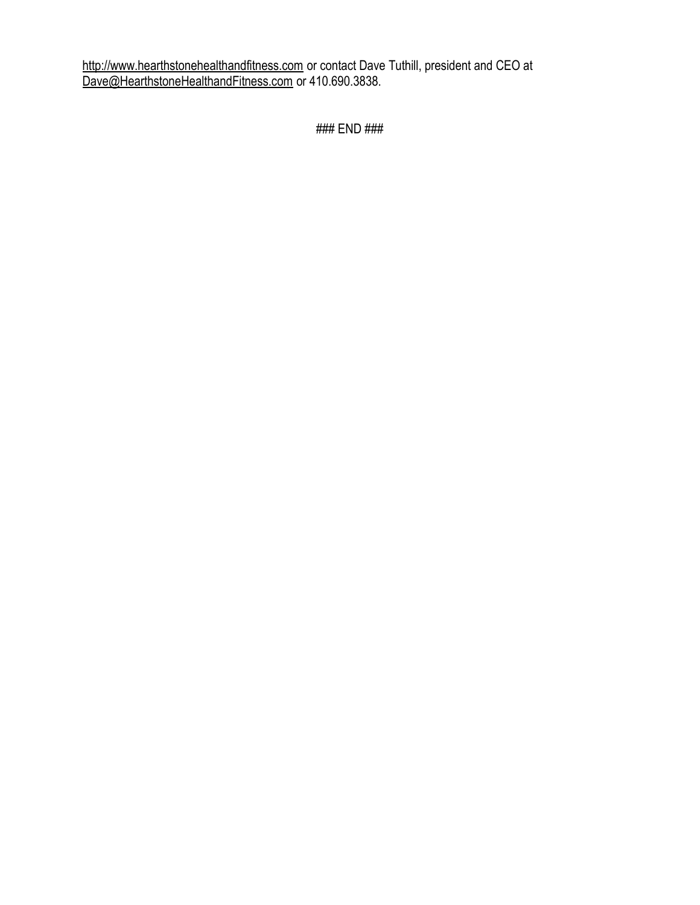http://www.hearthstonehealthandfitness.com or contact Dave Tuthill, president and CEO at Dave@HearthstoneHealthandFitness.com or 410.690.3838.

### END ###